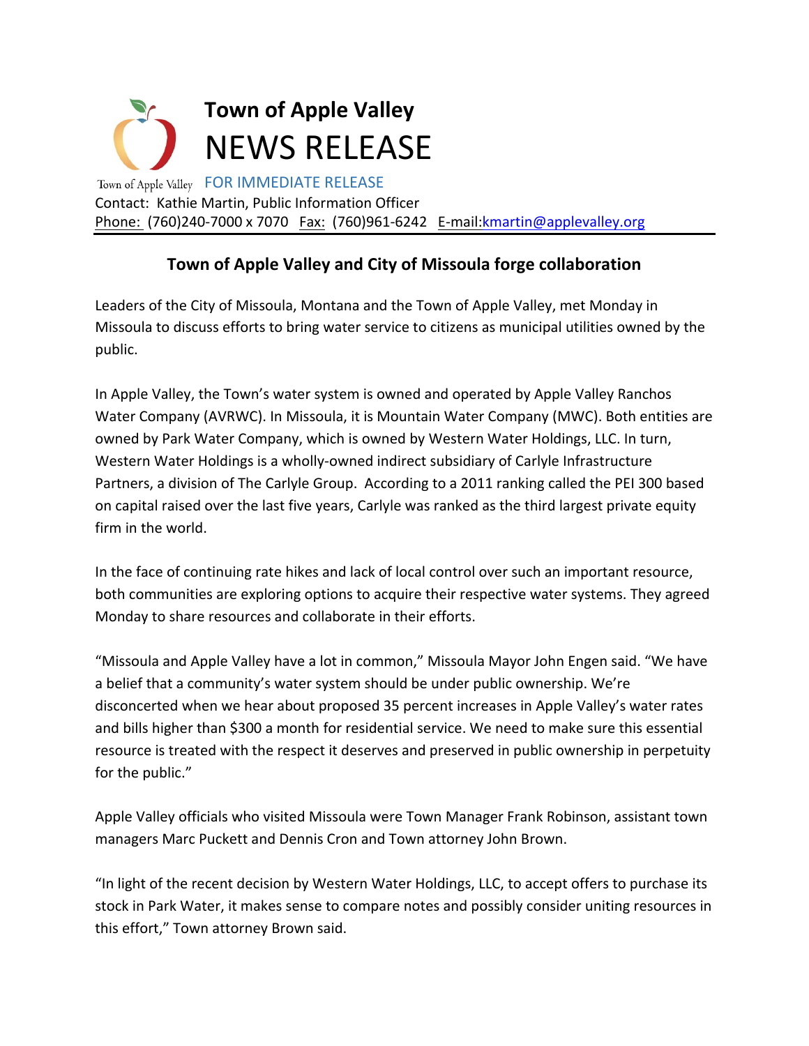# Town of Apple Valley
# NEWS RELEASE

Town of Apple Valley FOR IMMEDIATE RELEASE

Contact: Kathie Martin, Public Information Officer

Phone: (760)240-7000 x 7070 Fax: (760)961-6242 E-mail:kmartin@applevalley.org

## Town of Apple Valley and City of Missoula forge collaboration

Leaders of the City of Missoula, Montana and the Town of Apple Valley, met Monday in Missoula to discuss efforts to bring water service to citizens as municipal utilities owned by the public.

In Apple Valley, the Town's water system is owned and operated by Apple Valley Ranchos Water Company (AVRWC). In Missoula, it is Mountain Water Company (MWC). Both entities are owned by Park Water Company, which is owned by Western Water Holdings, LLC. In turn, Western Water Holdings is a wholly-owned indirect subsidiary of Carlyle Infrastructure Partners, a division of The Carlyle Group. According to a 2011 ranking called the PEI 300 based on capital raised over the last five years, Carlyle was ranked as the third largest private equity firm in the world.

In the face of continuing rate hikes and lack of local control over such an important resource, both communities are exploring options to acquire their respective water systems. They agreed Monday to share resources and collaborate in their efforts.

"Missoula and Apple Valley have a lot in common," Missoula Mayor John Engen said. "We have a belief that a community's water system should be under public ownership. We're disconcerted when we hear about proposed 35 percent increases in Apple Valley's water rates and bills higher than $300 a month for residential service. We need to make sure this essential resource is treated with the respect it deserves and preserved in public ownership in perpetuity for the public."

Apple Valley officials who visited Missoula were Town Manager Frank Robinson, assistant town managers Marc Puckett and Dennis Cron and Town attorney John Brown.

"In light of the recent decision by Western Water Holdings, LLC, to accept offers to purchase its stock in Park Water, it makes sense to compare notes and possibly consider uniting resources in this effort," Town attorney Brown said.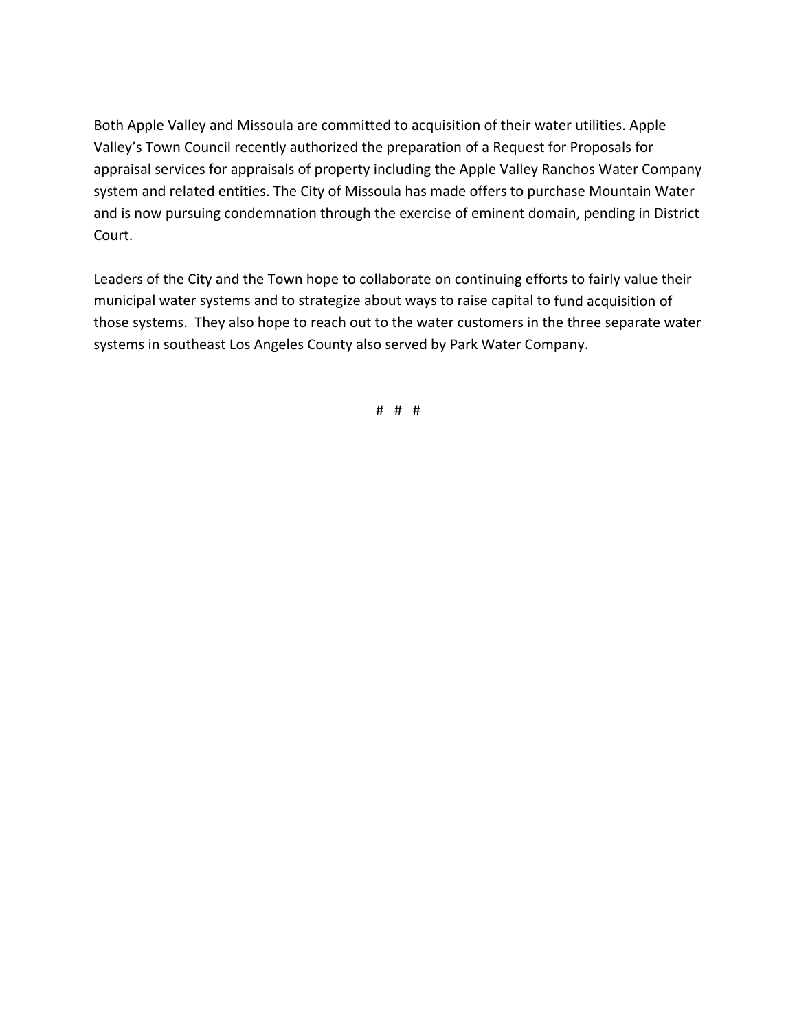Both Apple Valley and Missoula are committed to acquisition of their water utilities. Apple Valley's Town Council recently authorized the preparation of a Request for Proposals for appraisal services for appraisals of property including the Apple Valley Ranchos Water Company system and related entities. The City of Missoula has made offers to purchase Mountain Water and is now pursuing condemnation through the exercise of eminent domain, pending in District Court.

Leaders of the City and the Town hope to collaborate on continuing efforts to fairly value their municipal water systems and to strategize about ways to raise capital to fund acquisition of those systems. They also hope to reach out to the water customers in the three separate water systems in southeast Los Angeles County also served by Park Water Company.

# # #